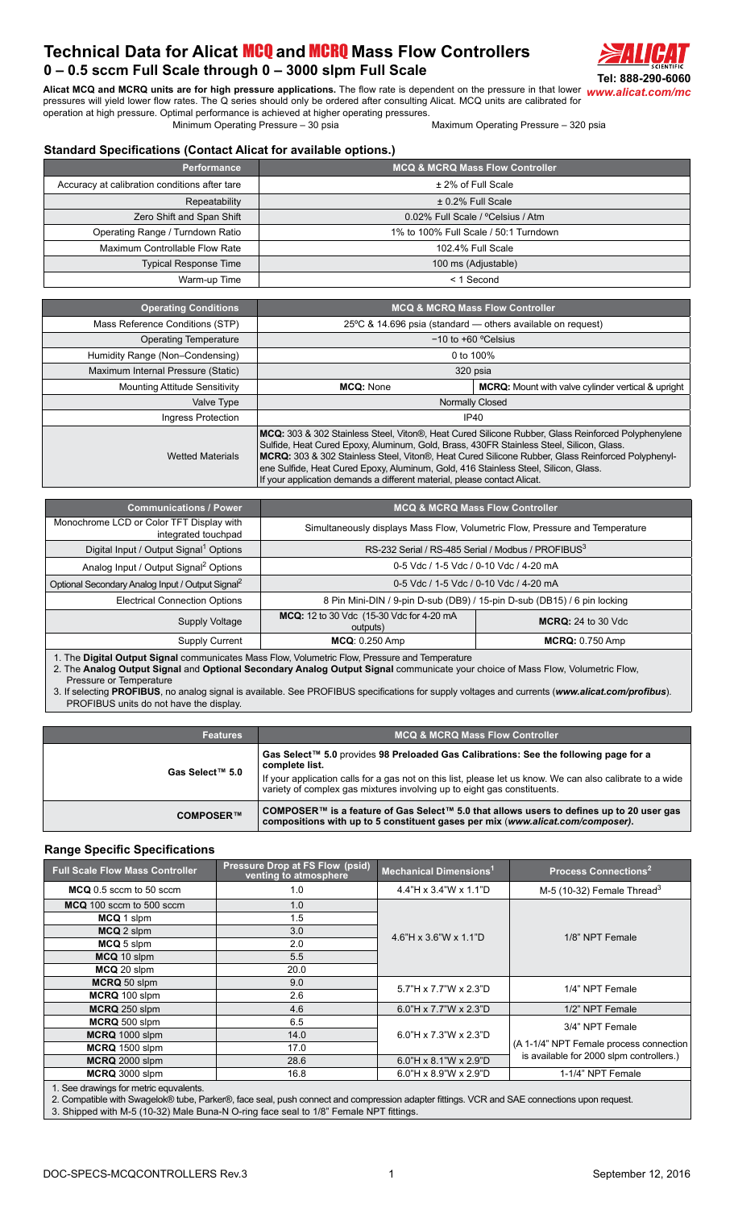# Technical Data for Alicat MCQ and MCRQ Mass Flow Controllers

## 0 – 0.5 sccm Full Scale through 0 – 3000 slpm Full Scale

Tel: 888-290-6060
*www.alicat.com/mc*

**Alicat MCQ and MCRQ units are for high pressure applications.** The flow rate is dependent on the pressure in that lower pressures will yield lower flow rates. The Q series should only be ordered after consulting Alicat. MCQ units are calibrated for operation at high pressure. Optimal performance is achieved at higher operating pressures.

Minimum Operating Pressure – 30 psia | Maximum Operating Pressure – 320 psia

### Standard Specifications (Contact Alicat for available options.)

| Performance | MCQ & MCRQ Mass Flow Controller |
|---|---|
| Accuracy at calibration conditions after tare | ± 2% of Full Scale |
| Repeatability | ± 0.2% Full Scale |
| Zero Shift and Span Shift | 0.02% Full Scale / ºCelsius / Atm |
| Operating Range / Turndown Ratio | 1% to 100% Full Scale / 50:1 Turndown |
| Maximum Controllable Flow Rate | 102.4% Full Scale |
| Typical Response Time | 100 ms (Adjustable) |
| Warm-up Time | < 1 Second |

| Operating Conditions | MCQ & MCRQ Mass Flow Controller | |
|---|---|---|
| Mass Reference Conditions (STP) | 25ºC & 14.696 psia (standard — others available on request) | |
| Operating Temperature | −10 to +60 ºCelsius | |
| Humidity Range (Non–Condensing) | 0 to 100% | |
| Maximum Internal Pressure (Static) | 320 psia | |
| Mounting Attitude Sensitivity | **MCQ:** None | **MCRQ:** Mount with valve cylinder vertical & upright |
| Valve Type | Normally Closed | |
| Ingress Protection | IP40 | |
| Wetted Materials | **MCQ:** 303 & 302 Stainless Steel, Viton®, Heat Cured Silicone Rubber, Glass Reinforced Polyphenylene Sulfide, Heat Cured Epoxy, Aluminum, Gold, Brass, 430FR Stainless Steel, Silicon, Glass. **MCRQ:** 303 & 302 Stainless Steel, Viton®, Heat Cured Silicone Rubber, Glass Reinforced Polyphenylene Sulfide, Heat Cured Epoxy, Aluminum, Gold, 416 Stainless Steel, Silicon, Glass. If your application demands a different material, please contact Alicat. | |

| Communications / Power | MCQ & MCRQ Mass Flow Controller | |
|---|---|---|
| Monochrome LCD or Color TFT Display with integrated touchpad | Simultaneously displays Mass Flow, Volumetric Flow, Pressure and Temperature | |
| Digital Input / Output Signal[1] Options | RS-232 Serial / RS-485 Serial / Modbus / PROFIBUS[3] | |
| Analog Input / Output Signal[2] Options | 0-5 Vdc / 1-5 Vdc / 0-10 Vdc / 4-20 mA | |
| Optional Secondary Analog Input / Output Signal[2] | 0-5 Vdc / 1-5 Vdc / 0-10 Vdc / 4-20 mA | |
| Electrical Connection Options | 8 Pin Mini-DIN / 9-pin D-sub (DB9) / 15-pin D-sub (DB15) / 6 pin locking | |
| Supply Voltage | **MCQ:** 12 to 30 Vdc (15-30 Vdc for 4-20 mA outputs) | **MCRQ:** 24 to 30 Vdc |
| Supply Current | **MCQ**: 0.250 Amp | **MCRQ:** 0.750 Amp |

1. The **Digital Output Signal** communicates Mass Flow, Volumetric Flow, Pressure and Temperature
2. The **Analog Output Signal** and **Optional Secondary Analog Output Signal** communicate your choice of Mass Flow, Volumetric Flow, Pressure or Temperature
3. If selecting **PROFIBUS**, no analog signal is available. See PROFIBUS specifications for supply voltages and currents (***www.alicat.com/profibus***). PROFIBUS units do not have the display.

| Features | MCQ & MCRQ Mass Flow Controller |
|---|---|
| Gas Select™ 5.0 | **Gas Select™ 5.0 provides 98 Preloaded Gas Calibrations: See the following page for a complete list.** If your application calls for a gas not on this list, please let us know. We can also calibrate to a wide variety of complex gas mixtures involving up to eight gas constituents. |
| COMPOSER™ | **COMPOSER™ is a feature of Gas Select™ 5.0 that allows users to defines up to 20 user gas compositions with up to 5 constituent gases per mix (*www.alicat.com/composer).*** |

### Range Specific Specifications

| Full Scale Flow Mass Controller | Pressure Drop at FS Flow (psid) venting to atmosphere | Mechanical Dimensions[1] | Process Connections[2] |
|---|---|---|---|
| **MCQ** 0.5 sccm to 50 sccm | 1.0 | 4.4"H x 3.4"W x 1.1"D | M-5 (10-32) Female Thread[3] |
| **MCQ** 100 sccm to 500 sccm | 1.0 | 4.6"H x 3.6"W x 1.1"D | 1/8" NPT Female |
| **MCQ** 1 slpm | 1.5 | | |
| **MCQ** 2 slpm | 3.0 | | |
| **MCQ** 5 slpm | 2.0 | | |
| **MCQ** 10 slpm | 5.5 | | |
| **MCQ** 20 slpm | 20.0 | | |
| **MCRQ** 50 slpm | 9.0 | 5.7"H x 7.7"W x 2.3"D | 1/4" NPT Female |
| **MCRQ** 100 slpm | 2.6 | | |
| **MCRQ** 250 slpm | 4.6 | 6.0"H x 7.7"W x 2.3"D | 1/2" NPT Female |
| **MCRQ** 500 slpm | 6.5 | 6.0"H x 7.3"W x 2.3"D | 3/4" NPT Female (A 1-1/4" NPT Female process connection is available for 2000 slpm controllers.) |
| **MCRQ** 1000 slpm | 14.0 | | |
| **MCRQ** 1500 slpm | 17.0 | | |
| **MCRQ** 2000 slpm | 28.6 | 6.0"H x 8.1"W x 2.9"D | |
| **MCRQ** 3000 slpm | 16.8 | 6.0"H x 8.9"W x 2.9"D | 1-1/4" NPT Female |

1. See drawings for metric equivalents.
2. Compatible with Swagelok® tube, Parker®, face seal, push connect and compression adapter fittings. VCR and SAE connections upon request.
3. Shipped with M-5 (10-32) Male Buna-N O-ring face seal to 1/8" Female NPT fittings.

DOC-SPECS-MCQCONTROLLERS Rev.3 | September 12, 2016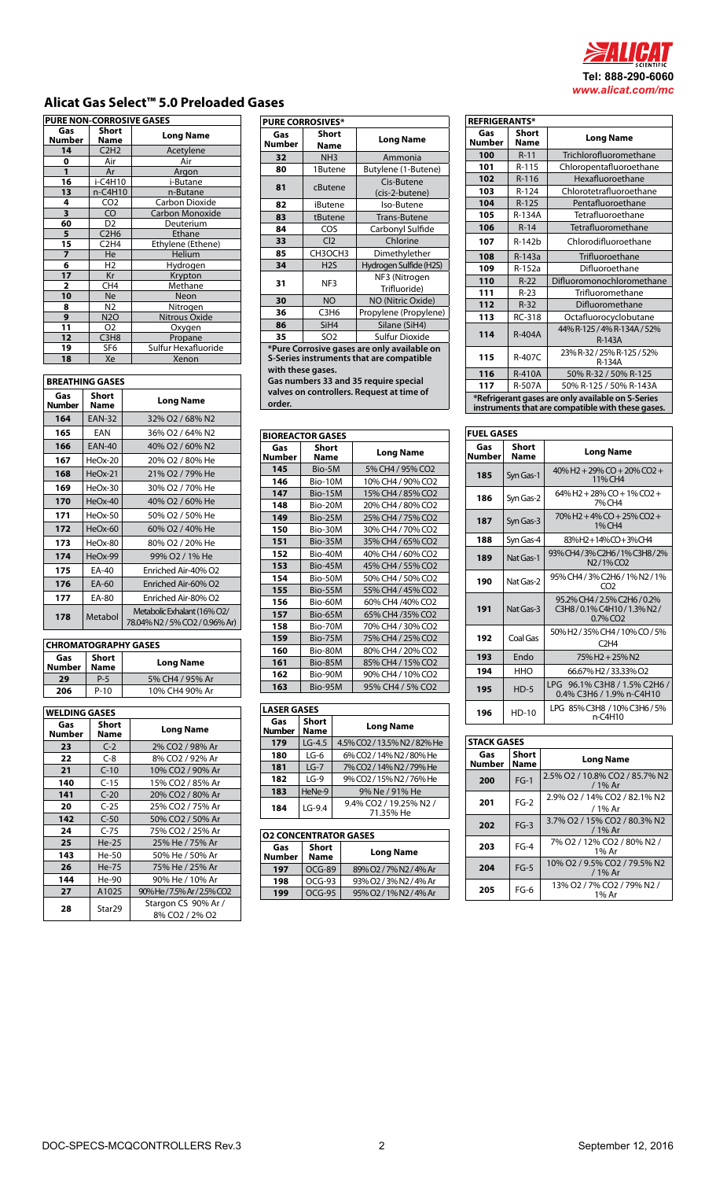Tel: 888-290-6060
www.alicat.com/mc

# Alicat Gas Select™ 5.0 Preloaded Gases

## PURE NON-CORROSIVE GASES

| Gas Number | Short Name | Long Name |
|---|---|---|
| 14 | $C_2H_2$ | Acetylene |
| 0 | Air | Air |
| 1 | Ar | Argon |
| 16 | i-$C_4H_{10}$ | i-Butane |
| 13 | n-$C_4H_{10}$ | n-Butane |
| 4 | $CO_2$ | Carbon Dioxide |
| 3 | CO | Carbon Monoxide |
| 60 | $D_2$ | Deuterium |
| 5 | $C_2H_6$ | Ethane |
| 15 | $C_2H_4$ | Ethylene (Ethene) |
| 7 | He | Helium |
| 6 | $H_2$ | Hydrogen |
| 17 | Kr | Krypton |
| 2 | $CH_4$ | Methane |
| 10 | Ne | Neon |
| 8 | $N_2$ | Nitrogen |
| 9 | $N_2O$ | Nitrous Oxide |
| 11 | $O_2$ | Oxygen |
| 12 | $C_3H_8$ | Propane |
| 19 | $SF_6$ | Sulfur Hexafluoride |
| 18 | Xe | Xenon |

## BREATHING GASES

| Gas Number | Short Name | Long Name |
|---|---|---|
| 164 | EAN-32 | 32% $O_2$ / 68% $N_2$ |
| 165 | EAN | 36% $O_2$ / 64% $N_2$ |
| 166 | EAN-40 | 40% $O_2$ / 60% $N_2$ |
| 167 | HeOx-20 | 20% $O_2$ / 80% He |
| 168 | HeOx-21 | 21% $O_2$ / 79% He |
| 169 | HeOx-30 | 30% $O_2$ / 70% He |
| 170 | HeOx-40 | 40% $O_2$ / 60% He |
| 171 | HeOx-50 | 50% $O_2$ / 50% He |
| 172 | HeOx-60 | 60% $O_2$ / 40% He |
| 173 | HeOx-80 | 80% $O_2$ / 20% He |
| 174 | HeOx-99 | 99% $O_2$ / 1% He |
| 175 | EA-40 | Enriched Air-40% $O_2$ |
| 176 | EA-60 | Enriched Air-60% $O_2$ |
| 177 | EA-80 | Enriched Air-80% $O_2$ |
| 178 | Metabol | Metabolic Exhalant (16% $O_2$/ 78.04% $N_2$ / 5% $CO_2$ / 0.96% Ar) |

## CHROMATOGRAPHY GASES

| Gas Number | Short Name | Long Name |
|---|---|---|
| 29 | P-5 | 5% $CH_4$ / 95% Ar |
| 206 | P-10 | 10% $CH_4$ 90% Ar |

## WELDING GASES

| Gas Number | Short Name | Long Name |
|---|---|---|
| 23 | C-2 | 2% $CO_2$ / 98% Ar |
| 22 | C-8 | 8% $CO_2$ / 92% Ar |
| 21 | C-10 | 10% $CO_2$ / 90% Ar |
| 140 | C-15 | 15% $CO_2$ / 85% Ar |
| 141 | C-20 | 20% $CO_2$ / 80% Ar |
| 20 | C-25 | 25% $CO_2$ / 75% Ar |
| 142 | C-50 | 50% $CO_2$ / 50% Ar |
| 24 | C-75 | 75% $CO_2$ / 25% Ar |
| 25 | He-25 | 25% He / 75% Ar |
| 143 | He-50 | 50% He / 50% Ar |
| 26 | He-75 | 75% He / 25% Ar |
| 144 | He-90 | 90% He / 10% Ar |
| 27 | A1025 | 90% He / 7.5% Ar / 2.5% $CO_2$ |
| 28 | Star29 | Stargon CS 90% Ar / 8% $CO_2$ / 2% $O_2$ |

## PURE CORROSIVES*

| Gas Number | Short Name | Long Name |
|---|---|---|
| 32 | $NH_3$ | Ammonia |
| 80 | 1Butene | Butylene (1-Butene) |
| 81 | cButene | Cis-Butene (cis-2-butene) |
| 82 | iButene | Iso-Butene |
| 83 | tButene | Trans-Butene |
| 84 | COS | Carbonyl Sulfide |
| 33 | $Cl_2$ | Chlorine |
| 85 | $CH_3OCH_3$ | Dimethylether |
| 34 | $H_2S$ | Hydrogen Sulfide ($H_2S$) |
| 31 | $NF_3$ | $NF_3$ (Nitrogen Trifluoride) |
| 30 | NO | NO (Nitric Oxide) |
| 36 | $C_3H_6$ | Propylene (Propylene) |
| 86 | $SiH_4$ | Silane ($SiH_4$) |
| 35 | $SO_2$ | Sulfur Dioxide |

**\*Pure Corrosive gases are only available on S-Series instruments that are compatible with these gases.**
**Gas numbers 33 and 35 require special valves on controllers. Request at time of order.**

## BIOREACTOR GASES

| Gas Number | Short Name | Long Name |
|---|---|---|
| 145 | Bio-5M | 5% $CH_4$ / 95% $CO_2$ |
| 146 | Bio-10M | 10% $CH_4$ / 90% $CO_2$ |
| 147 | Bio-15M | 15% $CH_4$ / 85% $CO_2$ |
| 148 | Bio-20M | 20% $CH_4$ / 80% $CO_2$ |
| 149 | Bio-25M | 25% $CH_4$ / 75% $CO_2$ |
| 150 | Bio-30M | 30% $CH_4$ / 70% $CO_2$ |
| 151 | Bio-35M | 35% $CH_4$ / 65% $CO_2$ |
| 152 | Bio-40M | 40% $CH_4$ / 60% $CO_2$ |
| 153 | Bio-45M | 45% $CH_4$ / 55% $CO_2$ |
| 154 | Bio-50M | 50% $CH_4$ / 50% $CO_2$ |
| 155 | Bio-55M | 55% $CH_4$ / 45% $CO_2$ |
| 156 | Bio-60M | 60% $CH_4$ /40% $CO_2$ |
| 157 | Bio-65M | 65% $CH_4$ /35% $CO_2$ |
| 158 | Bio-70M | 70% $CH_4$ / 30% $CO_2$ |
| 159 | Bio-75M | 75% $CH_4$ / 25% $CO_2$ |
| 160 | Bio-80M | 80% $CH_4$ / 20% $CO_2$ |
| 161 | Bio-85M | 85% $CH_4$ / 15% $CO_2$ |
| 162 | Bio-90M | 90% $CH_4$ / 10% $CO_2$ |
| 163 | Bio-95M | 95% $CH_4$ / 5% $CO_2$ |

## LASER GASES

| Gas Number | Short Name | Long Name |
|---|---|---|
| 179 | LG-4.5 | 4.5% $CO_2$ / 13.5% $N_2$ / 82% He |
| 180 | LG-6 | 6% $CO_2$ / 14% $N_2$ / 80% He |
| 181 | LG-7 | 7% $CO_2$ / 14% $N_2$ / 79% He |
| 182 | LG-9 | 9% $CO_2$ / 15% $N_2$ / 76% He |
| 183 | HeNe-9 | 9% Ne / 91% He |
| 184 | LG-9.4 | 9.4% $CO_2$ / 19.25% $N_2$ / 71.35% He |

## O2 CONCENTRATOR GASES

| Gas Number | Short Name | Long Name |
|---|---|---|
| 197 | OCG-89 | 89% $O_2$ / 7% $N_2$ / 4% Ar |
| 198 | OCG-93 | 93% $O_2$ / 3% $N_2$ / 4% Ar |
| 199 | OCG-95 | 95% $O_2$ / 1% $N_2$ / 4% Ar |

## REFRIGERANTS*

| Gas Number | Short Name | Long Name |
|---|---|---|
| 100 | R-11 | Trichlorofluoromethane |
| 101 | R-115 | Chloropentafluoroethane |
| 102 | R-116 | Hexafluoroethane |
| 103 | R-124 | Chlorotetrafluoroethane |
| 104 | R-125 | Pentafluoroethane |
| 105 | R-134A | Tetrafluoroethane |
| 106 | R-14 | Tetrafluoromethane |
| 107 | R-142b | Chlorodifluoroethane |
| 108 | R-143a | Trifluoroethane |
| 109 | R-152a | Difluoroethane |
| 110 | R-22 | Difluoromonochloromethane |
| 111 | R-23 | Trifluoromethane |
| 112 | R-32 | Difluoromethane |
| 113 | RC-318 | Octafluorocyclobutane |
| 114 | R-404A | 44% R-125 / 4% R-134A / 52% R-143A |
| 115 | R-407C | 23% R-32 / 25% R-125 / 52% R-134A |
| 116 | R-410A | 50% R-32 / 50% R-125 |
| 117 | R-507A | 50% R-125 / 50% R-143A |

**\*Refrigerant gases are only available on S-Series instruments that are compatible with these gases.**

## FUEL GASES

| Gas Number | Short Name | Long Name |
|---|---|---|
| 185 | Syn Gas-1 | 40% $H_2$ + 29% CO + 20% $CO_2$ + 11% $CH_4$ |
| 186 | Syn Gas-2 | 64% $H_2$ + 28% CO + 1% $CO_2$ + 7% $CH_4$ |
| 187 | Syn Gas-3 | 70% $H_2$ + 4% CO + 25% $CO_2$ + 1% $CH_4$ |
| 188 | Syn Gas-4 | 83% $H_2$ + 14% CO + 3% $CH_4$ |
| 189 | Nat Gas-1 | 93% $CH_4$ / 3% $C_2H_6$ / 1% $C_3H_8$ / 2% $N_2$ / 1% $CO_2$ |
| 190 | Nat Gas-2 | 95% $CH_4$ / 3% $C_2H_6$ / 1% $N_2$ / 1% $CO_2$ |
| 191 | Nat Gas-3 | 95.2% $CH_4$ / 2.5% $C_2H_6$ / 0.2% $C_3H_8$ / 0.1% $C_4H_{10}$ / 1.3% $N_2$ / 0.7% $CO_2$ |
| 192 | Coal Gas | 50% $H_2$ / 35% $CH_4$ / 10% CO / 5% $C_2H_4$ |
| 193 | Endo | 75% $H_2$ + 25% $N_2$ |
| 194 | HHO | 66.67% $H_2$ / 33.33% $O_2$ |
| 195 | HD-5 | LPG 96.1% $C_3H_8$ / 1.5% $C_2H_6$ / 0.4% $C_3H_6$ / 1.9% n-$C_4H_{10}$ |
| 196 | HD-10 | LPG 85% $C_3H_8$ / 10% $C_3H_6$ / 5% n-$C_4H_{10}$ |

## STACK GASES

| Gas Number | Short Name | Long Name |
|---|---|---|
| 200 | FG-1 | 2.5% $O_2$ / 10.8% $CO_2$ / 85.7% $N_2$ / 1% Ar |
| 201 | FG-2 | 2.9% $O_2$ / 14% $CO_2$ / 82.1% $N_2$ / 1% Ar |
| 202 | FG-3 | 3.7% $O_2$ / 15% $CO_2$ / 80.3% $N_2$ / 1% Ar |
| 203 | FG-4 | 7% $O_2$ / 12% $CO_2$ / 80% $N_2$ / 1% Ar |
| 204 | FG-5 | 10% $O_2$ / 9.5% $CO_2$ / 79.5% $N_2$ / 1% Ar |
| 205 | FG-6 | 13% $O_2$ / 7% $CO_2$ / 79% $N_2$ / 1% Ar |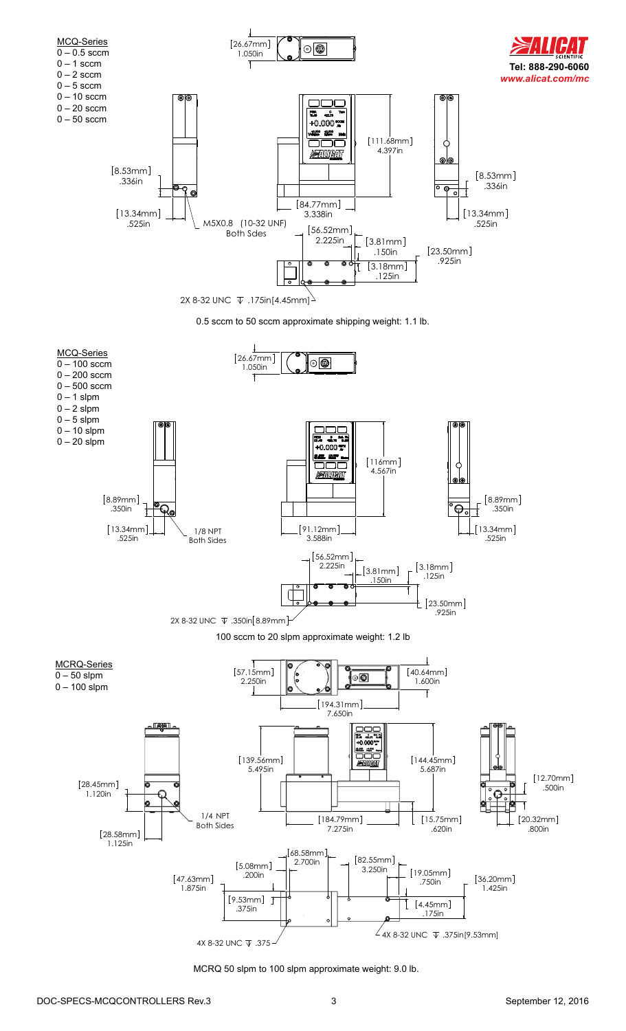**ALICAT** SCIENTIFIC
**Tel: 888-290-6060**
*www.alicat.com/mc*

## MCQ-Series

- 0 – 0.5 sccm
- 0 – 1 sccm
- 0 – 2 sccm
- 0 – 5 sccm
- 0 – 10 sccm
- 0 – 20 sccm
- 0 – 50 sccm

[26.67mm] 1.050in

[111.68mm] 4.397in

[8.53mm] .336in

[8.53mm] .336in

[13.34mm] .525in

M5X0.8 (10-32 UNF) Both Sdes

[84.77mm] 3.338in

[13.34mm] .525in

[56.52mm] 2.225in

[3.81mm] .150in

[23.50mm] .925in

[3.18mm] .125in

2X 8-32 UNC ↧ .175in[4.45mm]

0.5 sccm to 50 sccm approximate shipping weight: 1.1 lb.

## MCQ-Series

- 0 – 100 sccm
- 0 – 200 sccm
- 0 – 500 sccm
- 0 – 1 slpm
- 0 – 2 slpm
- 0 – 5 slpm
- 0 – 10 slpm
- 0 – 20 slpm

[26.67mm] 1.050in

[116mm] 4.567in

[8.89mm] .350in

[8.89mm] .350in

[13.34mm] .525in

1/8 NPT Both Sides

[91.12mm] 3.588in

[13.34mm] .525in

[56.52mm] 2.225in

[3.81mm] .150in

[3.18mm] .125in

[23.50mm] .925in

2X 8-32 UNC ↧ .350in[8.89mm]

100 sccm to 20 slpm approximate weight: 1.2 lb

## MCRQ-Series

- 0 – 50 slpm
- 0 – 100 slpm

[57.15mm] 2.250in

[40.64mm] 1.600in

[194.31mm] 7.650in

[139.56mm] 5.495in

[144.45mm] 5.687in

[12.70mm] .500in

[28.45mm] 1.120in

1/4 NPT Both Sides

[184.79mm] 7.275in

[15.75mm] .620in

[20.32mm] .800in

[28.58mm] 1.125in

[68.58mm] 2.700in

[5.08mm] .200in

[82.55mm] 3.250in

[19.05mm] .750in

[47.63mm] 1.875in

[36.20mm] 1.425in

[9.53mm] .375in

[4.45mm] .175in

4X 8-32 UNC ↧ .375

4X 8-32 UNC ↧ .375in[9.53mm]

MCRQ 50 slpm to 100 slpm approximate weight: 9.0 lb.

DOC-SPECS-MCQCONTROLLERS Rev.3 September 12, 2016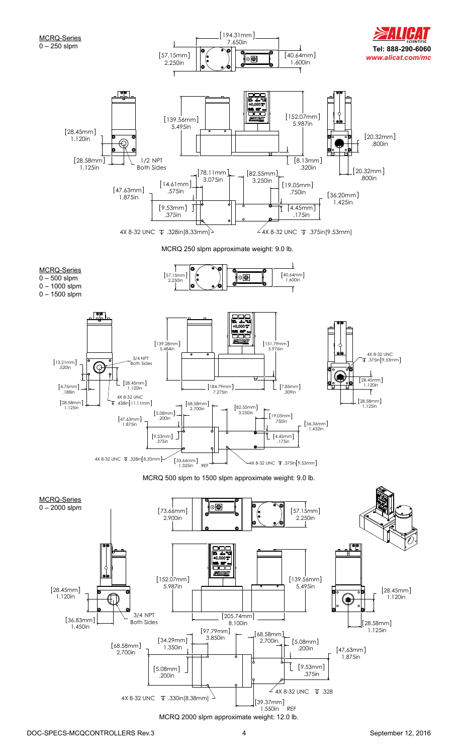## MCRQ-Series

0 – 250 slpm

[194.31mm] 7.650in

[57.15mm] 2.250in

[40.64mm] 1.600in

[139.56mm] 5.495in

[152.07mm] 5.987in

[28.45mm] 1.120in

[20.32mm] .800in

[28.58mm] 1.125in

1/2 NPT Both Sides

[8.13mm] .320in

[20.32mm] .800in

[78.11mm] 3.075in

[82.55mm] 3.250in

[14.61mm] .575in

[19.05mm] .750in

[47.63mm] 1.875in

[36.20mm] 1.425in

[9.53mm] .375in

[4.45mm] .175in

4X 8-32 UNC ⊽ .328in[8.33mm]

4X 8-32 UNC ⊽ .375in[9.53mm]

MCRQ 250 slpm approximate weight: 9.0 lb.

## MCRQ-Series

0 – 500 slpm
0 – 1000 slpm
0 – 1500 slpm

[57.15mm] 2.250in

[40.64mm] 1.600in

[139.28mm] 5.484in

[151.79mm] 5.976in

3/4 NPT Both Sides

[13.21mm] .520in

4X 8-32 UNC ⊽ .375in[9.53mm]

[28.45mm] 1.120in

[4.76mm] .188in

[184.79mm] 7.275in

[7.85mm] .309in

[28.45mm] 1.120in

4X 8-32 UNC ⊽ .438in[11.11mm]

[28.58mm] 1.125in

[28.58mm] 1.125in

[68.58mm] 2.700in

[82.55mm] 3.250in

[5.08mm] .200in

[19.05mm] .750in

[47.63mm] 1.875in

[36.36mm] 1.432in

[9.53mm] .375in

[4.45mm] .175in

4X 8-32 UNC ⊽ .328in[8.33mm]

[33.66mm] 1.325in REF

4X 8-32 UNC ⊽ .375in[9.53mm]

MCRQ 500 slpm to 1500 slpm approximate weight: 9.0 lb.

## MCRQ-Series

0 – 2000 slpm

[73.66mm] 2.900in

[57.15mm] 2.250in

[152.07mm] 5.987in

[139.56mm] 5.495in

[28.45mm] 1.120in

[28.45mm] 1.120in

3/4 NPT Both Sides

[36.83mm] 1.450in

[205.74mm] 8.100in

[28.58mm] 1.125in

[97.79mm] 3.850in

[68.58mm] 2.700in

[34.29mm] 1.350in

[5.08mm] .200in

[68.58mm] 2.700in

[47.63mm] 1.875in

[9.53mm] .375in

[5.08mm] .200in

4X 8-32 UNC ⊽ .328

4X 8-32 UNC ⊽ .330in[8.38mm]

[39.37mm] 1.550in REF

MCRQ 2000 slpm approximate weight: 12.0 lb.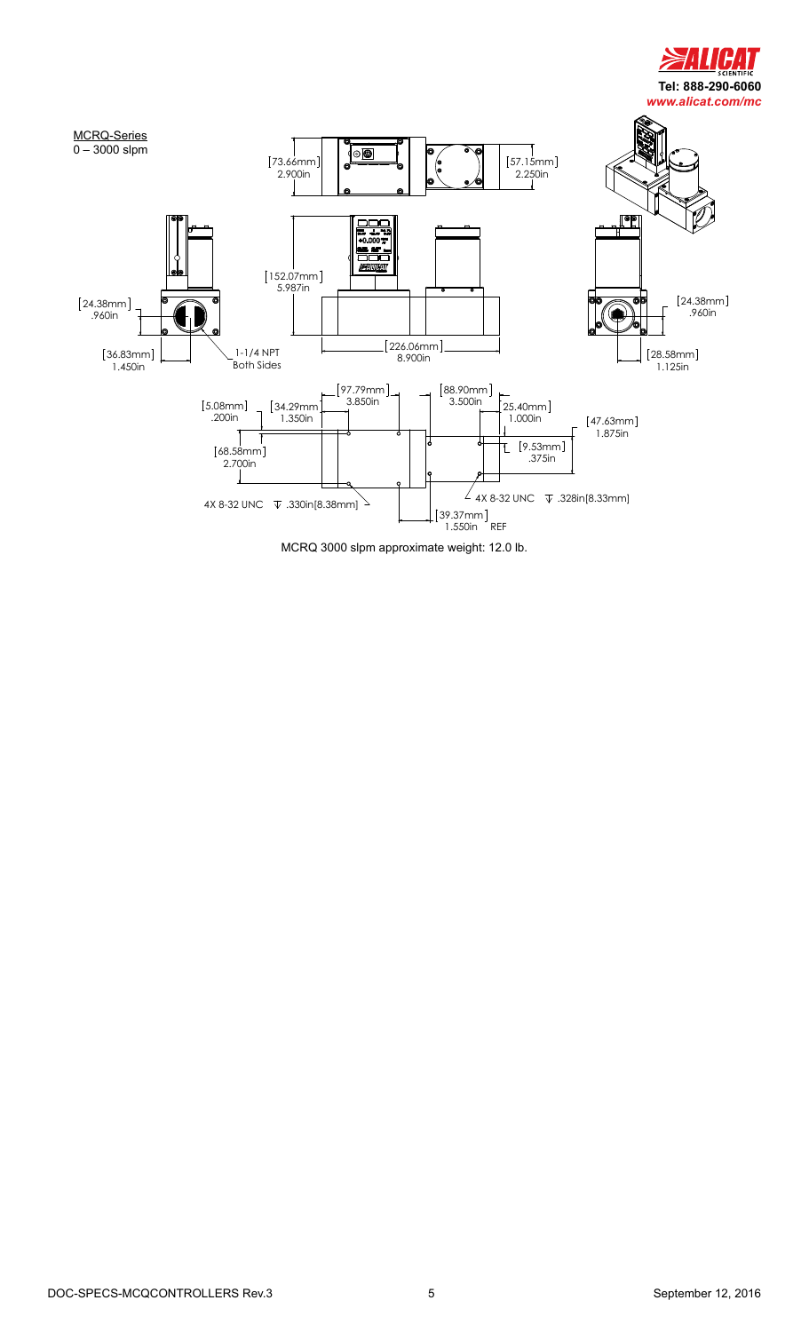**MCRQ-Series**
0 – 3000 slpm

[73.66mm]
2.900in

[57.15mm]
2.250in

[152.07mm]
5.987in

[24.38mm]
.960in

[36.83mm]
1.450in

1-1/4 NPT
Both Sides

[226.06mm]
8.900in

[24.38mm]
.960in

[28.58mm]
1.125in

[97.79mm]
3.850in

[88.90mm]
3.500in

[5.08mm]
.200in

[34.29mm]
1.350in

[25.40mm]
1.000in

[47.63mm]
1.875in

[68.58mm]
2.700in

[9.53mm]
.375in

4X 8-32 UNC ⊽ .330in[8.38mm]

4X 8-32 UNC ⊽ .328in[8.33mm]

[39.37mm]
1.550in REF

MCRQ 3000 slpm approximate weight: 12.0 lb.